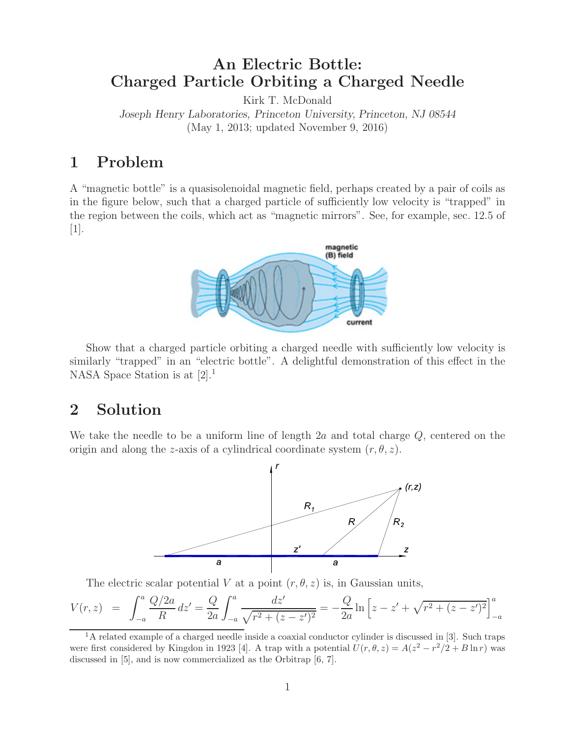# An Electric Bottle: Charged Particle Orbiting a Charged Needle

Kirk T. McDonald

*Joseph Henry Laboratories, Princeton University, Princeton, NJ 08544*

(May 1, 2013; updated November 9, 2016)

## 1 Problem

A "magnetic bottle" is a quasisolenoidal magnetic field, perhaps created by a pair of coils as in the figure below, such that a charged particle of sufficiently low velocity is "trapped" in the region between the coils, which act as "magnetic mirrors". See, for example, sec. 12.5 of [1].

Show that a charged particle orbiting a charged needle with sufficiently low velocity is similarly "trapped" in an "electric bottle". A delightful demonstration of this effect in the NASA Space Station is at [2].[1]

## 2 Solution

We take the needle to be a uniform line of length $2a$ and total charge $Q$, centered on the origin and along the $z$-axis of a cylindrical coordinate system $(r, \theta, z)$.

The electric scalar potential $V$ at a point $(r, \theta, z)$ is, in Gaussian units,

$$V(r,z) = \int_{-a}^{a} \frac{Q/2a}{R}\, dz' = \frac{Q}{2a}\int_{-a}^{a} \frac{dz'}{\sqrt{r^2+(z-z')^2}} = -\frac{Q}{2a} \ln\left[z - z' + \sqrt{r^2+(z-z')^2}\right]_{-a}^{a}$$

[1] A related example of a charged needle inside a coaxial conductor cylinder is discussed in [3]. Such traps were first considered by Kingdon in 1923 [4]. A trap with a potential $U(r,\theta,z) = A(z^2 - r^2/2 + B\ln r)$ was discussed in [5], and is now commercialized as the Orbitrap [6, 7].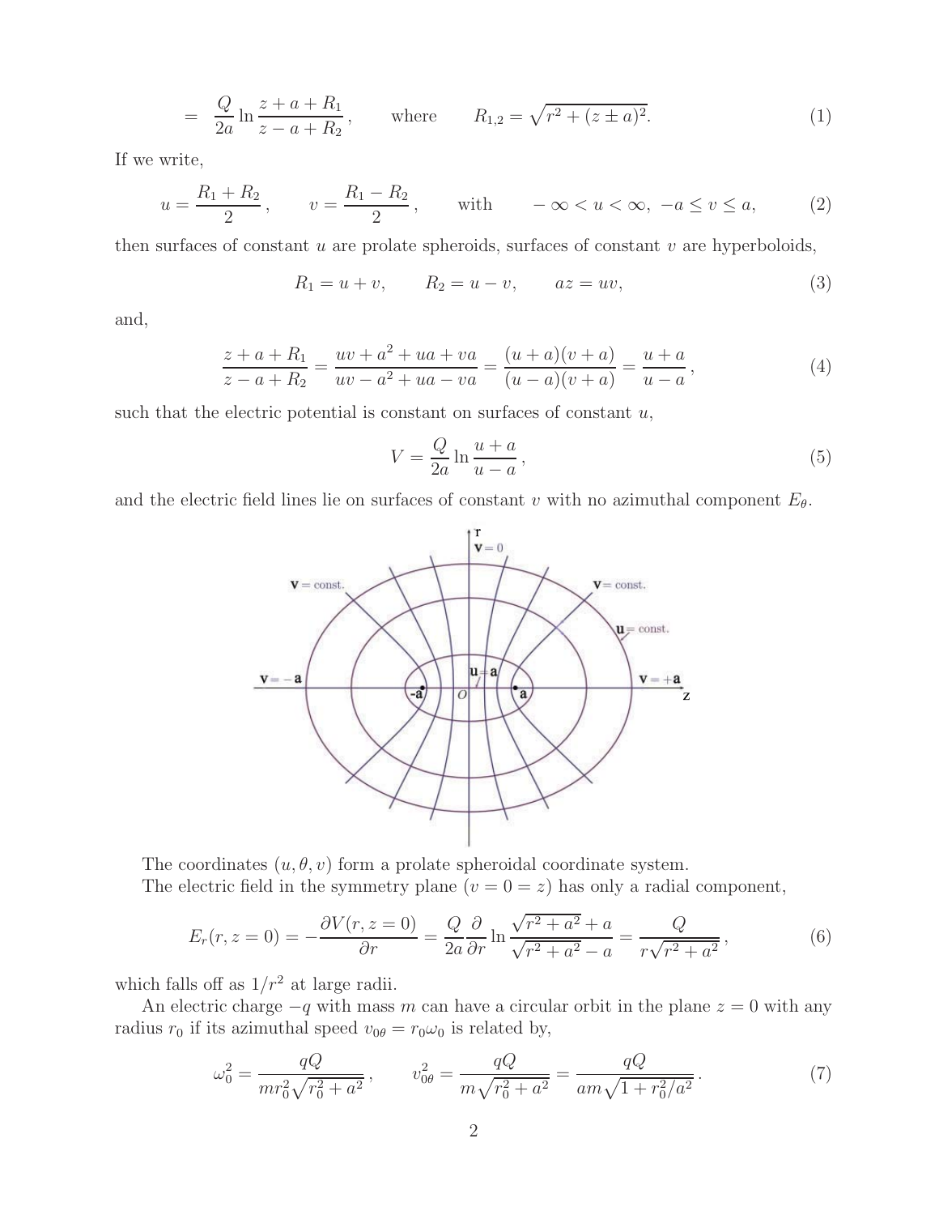$$= \frac{Q}{2a} \ln \frac{z + a + R_1}{z - a + R_2}, \qquad \text{where} \qquad R_{1,2} = \sqrt{r^2 + (z \pm a)^2}. \tag{1}$$

If we write,

$$u = \frac{R_1 + R_2}{2}, \qquad v = \frac{R_1 - R_2}{2}, \qquad \text{with} \qquad -\infty < u < \infty,\ -a \le v \le a, \tag{2}$$

then surfaces of constant $u$ are prolate spheroids, surfaces of constant $v$ are hyperboloids,

$$R_1 = u + v, \qquad R_2 = u - v, \qquad az = uv, \tag{3}$$

and,

$$\frac{z + a + R_1}{z - a + R_2} = \frac{uv + a^2 + ua + va}{uv - a^2 + ua - va} = \frac{(u + a)(v + a)}{(u - a)(v + a)} = \frac{u + a}{u - a}, \tag{4}$$

such that the electric potential is constant on surfaces of constant $u$,

$$V = \frac{Q}{2a} \ln \frac{u + a}{u - a}, \tag{5}$$

and the electric field lines lie on surfaces of constant $v$ with no azimuthal component $E_\theta$.

The coordinates $(u, \theta, v)$ form a prolate spheroidal coordinate system.

The electric field in the symmetry plane ($v = 0 = z$) has only a radial component,

$$E_r(r, z = 0) = -\frac{\partial V(r, z = 0)}{\partial r} = \frac{Q}{2a} \frac{\partial}{\partial r} \ln \frac{\sqrt{r^2 + a^2} + a}{\sqrt{r^2 + a^2} - a} = \frac{Q}{r\sqrt{r^2 + a^2}}, \tag{6}$$

which falls off as $1/r^2$ at large radii.

An electric charge $-q$ with mass $m$ can have a circular orbit in the plane $z = 0$ with any radius $r_0$ if its azimuthal speed $v_{0\theta} = r_0 \omega_0$ is related by,

$$\omega_0^2 = \frac{qQ}{m r_0^2 \sqrt{r_0^2 + a^2}}, \qquad v_{0\theta}^2 = \frac{qQ}{m\sqrt{r_0^2 + a^2}} = \frac{qQ}{am\sqrt{1 + r_0^2/a^2}}. \tag{7}$$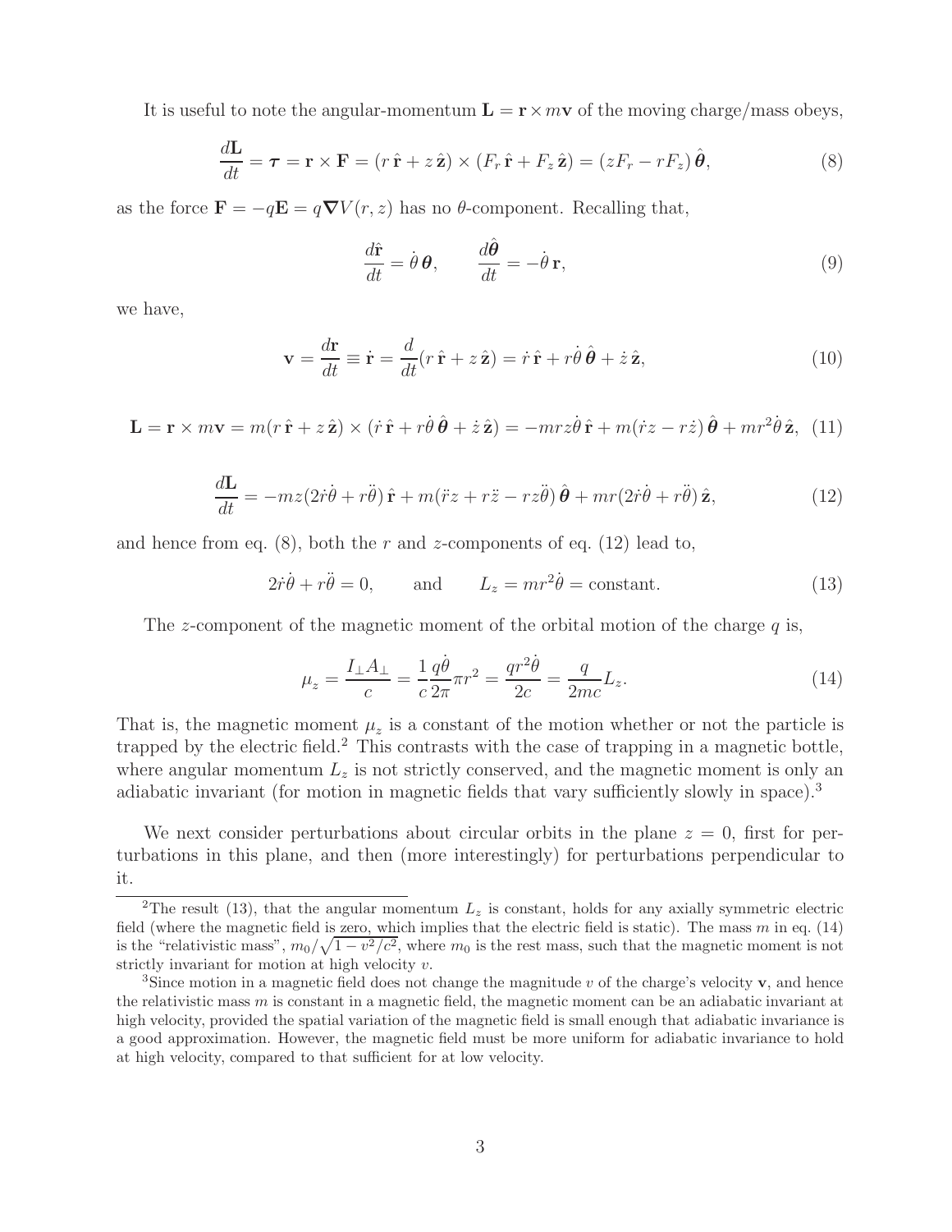It is useful to note the angular-momentum $\mathbf{L} = \mathbf{r} \times m\mathbf{v}$ of the moving charge/mass obeys,

$$\frac{d\mathbf{L}}{dt} = \boldsymbol{\tau} = \mathbf{r} \times \mathbf{F} = (r\,\hat{\mathbf{r}} + z\,\hat{\mathbf{z}}) \times (F_r\,\hat{\mathbf{r}} + F_z\,\hat{\mathbf{z}}) = (zF_r - rF_z)\,\hat{\boldsymbol{\theta}}, \tag{8}$$

as the force $\mathbf{F} = -q\mathbf{E} = q\boldsymbol{\nabla}V(r,z)$ has no $\theta$-component. Recalling that,

$$\frac{d\hat{\mathbf{r}}}{dt} = \dot{\theta}\,\boldsymbol{\theta}, \qquad \frac{d\hat{\boldsymbol{\theta}}}{dt} = -\dot{\theta}\,\mathbf{r}, \tag{9}$$

we have,

$$\mathbf{v} = \frac{d\mathbf{r}}{dt} \equiv \dot{\mathbf{r}} = \frac{d}{dt}(r\,\hat{\mathbf{r}} + z\,\hat{\mathbf{z}}) = \dot{r}\,\hat{\mathbf{r}} + r\dot{\theta}\,\hat{\boldsymbol{\theta}} + \dot{z}\,\hat{\mathbf{z}}, \tag{10}$$

$$\mathbf{L} = \mathbf{r} \times m\mathbf{v} = m(r\,\hat{\mathbf{r}} + z\,\hat{\mathbf{z}}) \times (\dot{r}\,\hat{\mathbf{r}} + r\dot{\theta}\,\hat{\boldsymbol{\theta}} + \dot{z}\,\hat{\mathbf{z}}) = -mrz\dot{\theta}\,\hat{\mathbf{r}} + m(\dot{r}z - r\dot{z})\,\hat{\boldsymbol{\theta}} + mr^2\dot{\theta}\,\hat{\mathbf{z}}, \tag{11}$$

$$\frac{d\mathbf{L}}{dt} = -mz(2\dot{r}\dot{\theta} + r\ddot{\theta})\,\hat{\mathbf{r}} + m(\ddot{r}z + r\ddot{z} - rz\ddot{\theta})\,\hat{\boldsymbol{\theta}} + mr(2\dot{r}\dot{\theta} + r\ddot{\theta})\,\hat{\mathbf{z}}, \tag{12}$$

and hence from eq. (8), both the $r$ and $z$-components of eq. (12) lead to,

$$2\dot{r}\dot{\theta} + r\ddot{\theta} = 0, \qquad \text{and} \qquad L_z = mr^2\dot{\theta} = \text{constant}. \tag{13}$$

The $z$-component of the magnetic moment of the orbital motion of the charge $q$ is,

$$\mu_z = \frac{I_\perp A_\perp}{c} = \frac{1}{c}\frac{q\dot{\theta}}{2\pi}\pi r^2 = \frac{qr^2\dot{\theta}}{2c} = \frac{q}{2mc}L_z. \tag{14}$$

That is, the magnetic moment $\mu_z$ is a constant of the motion whether or not the particle is trapped by the electric field.[2] This contrasts with the case of trapping in a magnetic bottle, where angular momentum $L_z$ is not strictly conserved, and the magnetic moment is only an adiabatic invariant (for motion in magnetic fields that vary sufficiently slowly in space).[3]

We next consider perturbations about circular orbits in the plane $z = 0$, first for perturbations in this plane, and then (more interestingly) for perturbations perpendicular to it.

---

[2] The result (13), that the angular momentum $L_z$ is constant, holds for any axially symmetric electric field (where the magnetic field is zero, which implies that the electric field is static). The mass $m$ in eq. (14) is the "relativistic mass", $m_0/\sqrt{1 - v^2/c^2}$, where $m_0$ is the rest mass, such that the magnetic moment is not strictly invariant for motion at high velocity $v$.

[3] Since motion in a magnetic field does not change the magnitude $v$ of the charge's velocity $\mathbf{v}$, and hence the relativistic mass $m$ is constant in a magnetic field, the magnetic moment can be an adiabatic invariant at high velocity, provided the spatial variation of the magnetic field is small enough that adiabatic invariance is a good approximation. However, the magnetic field must be more uniform for adiabatic invariance to hold at high velocity, compared to that sufficient for at low velocity.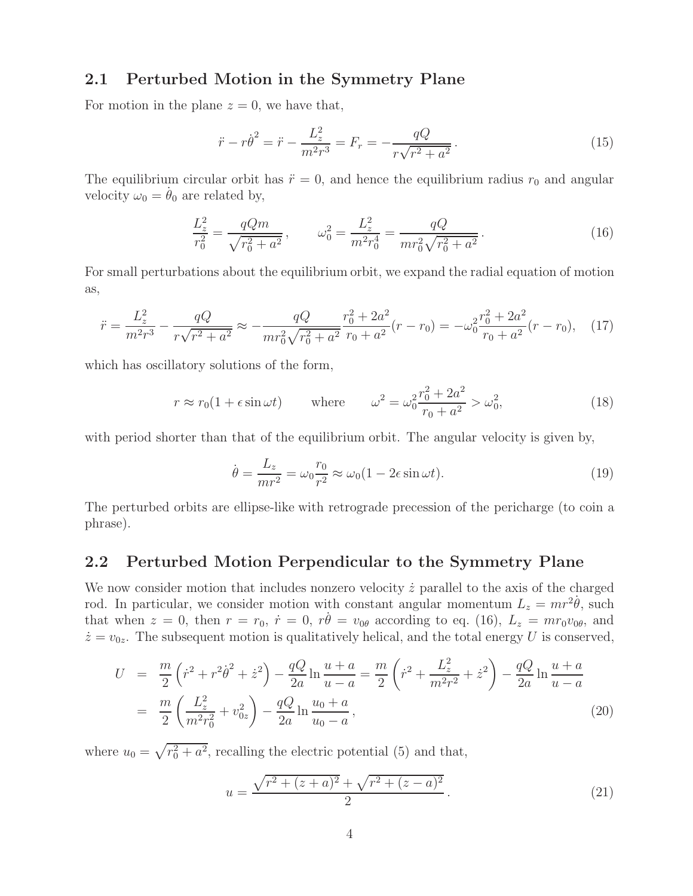## 2.1 Perturbed Motion in the Symmetry Plane

For motion in the plane $z = 0$, we have that,

$$\ddot{r} - r\dot{\theta}^2 = \ddot{r} - \frac{L_z^2}{m^2 r^3} = F_r = -\frac{qQ}{r\sqrt{r^2 + a^2}}\,. \tag{15}$$

The equilibrium circular orbit has $\ddot{r} = 0$, and hence the equilibrium radius $r_0$ and angular velocity $\omega_0 = \dot{\theta}_0$ are related by,

$$\frac{L_z^2}{r_0^2} = \frac{qQm}{\sqrt{r_0^2 + a^2}}\,, \qquad \omega_0^2 = \frac{L_z^2}{m^2 r_0^4} = \frac{qQ}{m r_0^2 \sqrt{r_0^2 + a^2}}\,. \tag{16}$$

For small perturbations about the equilibrium orbit, we expand the radial equation of motion as,

$$\ddot{r} = \frac{L_z^2}{m^2 r^3} - \frac{qQ}{r\sqrt{r^2 + a^2}} \approx -\frac{qQ}{m r_0^2 \sqrt{r_0^2 + a^2}} \frac{r_0^2 + 2a^2}{r_0 + a^2}(r - r_0) = -\omega_0^2 \frac{r_0^2 + 2a^2}{r_0 + a^2}(r - r_0), \tag{17}$$

which has oscillatory solutions of the form,

$$r \approx r_0(1 + \epsilon \sin \omega t) \qquad \text{where} \qquad \omega^2 = \omega_0^2 \frac{r_0^2 + 2a^2}{r_0 + a^2} > \omega_0^2, \tag{18}$$

with period shorter than that of the equilibrium orbit. The angular velocity is given by,

$$\dot{\theta} = \frac{L_z}{mr^2} = \omega_0 \frac{r_0}{r^2} \approx \omega_0(1 - 2\epsilon \sin \omega t). \tag{19}$$

The perturbed orbits are ellipse-like with retrograde precession of the pericharge (to coin a phrase).

## 2.2 Perturbed Motion Perpendicular to the Symmetry Plane

We now consider motion that includes nonzero velocity $\dot{z}$ parallel to the axis of the charged rod. In particular, we consider motion with constant angular momentum $L_z = mr^2\dot{\theta}$, such that when $z = 0$, then $r = r_0$, $\dot{r} = 0$, $r\dot{\theta} = v_{0\theta}$ according to eq. (16), $L_z = m r_0 v_{0\theta}$, and $\dot{z} = v_{0z}$. The subsequent motion is qualitatively helical, and the total energy $U$ is conserved,

$$\begin{aligned} U &= \frac{m}{2}\left(\dot{r}^2 + r^2\dot{\theta}^2 + \dot{z}^2\right) - \frac{qQ}{2a}\ln\frac{u + a}{u - a} = \frac{m}{2}\left(\dot{r}^2 + \frac{L_z^2}{m^2 r^2} + \dot{z}^2\right) - \frac{qQ}{2a}\ln\frac{u + a}{u - a} \\ &= \frac{m}{2}\left(\frac{L_z^2}{m^2 r_0^2} + v_{0z}^2\right) - \frac{qQ}{2a}\ln\frac{u_0 + a}{u_0 - a}\,, \end{aligned} \tag{20}$$

where $u_0 = \sqrt{r_0^2 + a^2}$, recalling the electric potential (5) and that,

$$u = \frac{\sqrt{r^2 + (z + a)^2} + \sqrt{r^2 + (z - a)^2}}{2}\,. \tag{21}$$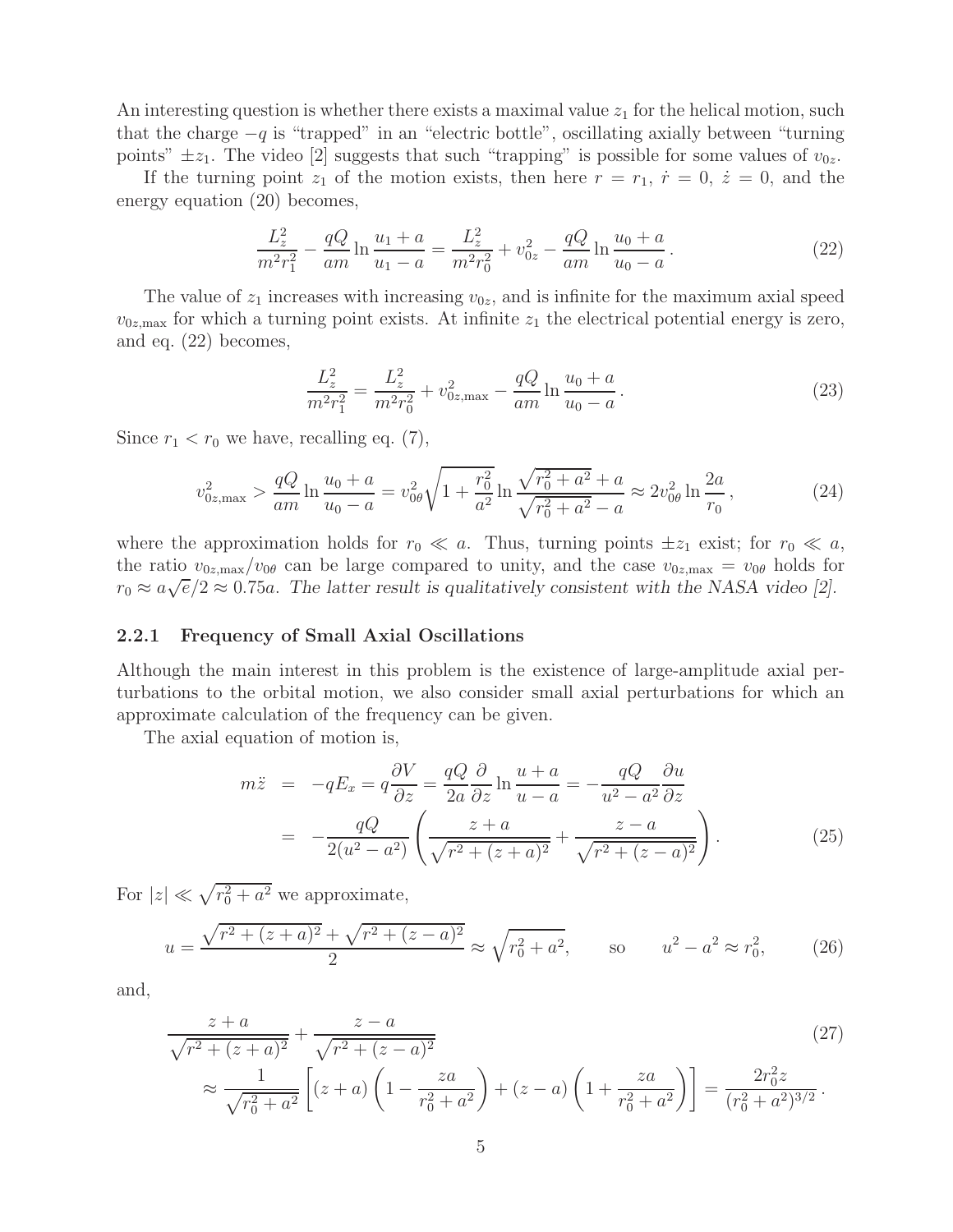An interesting question is whether there exists a maximal value $z_1$ for the helical motion, such that the charge $-q$ is "trapped" in an "electric bottle", oscillating axially between "turning points" $\pm z_1$. The video [2] suggests that such "trapping" is possible for some values of $v_{0z}$.

If the turning point $z_1$ of the motion exists, then here $r = r_1$, $\dot{r} = 0$, $\dot{z} = 0$, and the energy equation (20) becomes,

$$\frac{L_z^2}{m^2 r_1^2} - \frac{qQ}{am} \ln \frac{u_1 + a}{u_1 - a} = \frac{L_z^2}{m^2 r_0^2} + v_{0z}^2 - \frac{qQ}{am} \ln \frac{u_0 + a}{u_0 - a}. \tag{22}$$

The value of $z_1$ increases with increasing $v_{0z}$, and is infinite for the maximum axial speed $v_{0z,\max}$ for which a turning point exists. At infinite $z_1$ the electrical potential energy is zero, and eq. (22) becomes,

$$\frac{L_z^2}{m^2 r_1^2} = \frac{L_z^2}{m^2 r_0^2} + v_{0z,\max}^2 - \frac{qQ}{am} \ln \frac{u_0 + a}{u_0 - a}. \tag{23}$$

Since $r_1 < r_0$ we have, recalling eq. (7),

$$v_{0z,\max}^2 > \frac{qQ}{am} \ln \frac{u_0 + a}{u_0 - a} = v_{0\theta}^2 \sqrt{1 + \frac{r_0^2}{a^2}} \ln \frac{\sqrt{r_0^2 + a^2} + a}{\sqrt{r_0^2 + a^2} - a} \approx 2 v_{0\theta}^2 \ln \frac{2a}{r_0}, \tag{24}$$

where the approximation holds for $r_0 \ll a$. Thus, turning points $\pm z_1$ exist; for $r_0 \ll a$, the ratio $v_{0z,\max}/v_{0\theta}$ can be large compared to unity, and the case $v_{0z,\max} = v_{0\theta}$ holds for $r_0 \approx a\sqrt{e}/2 \approx 0.75a$. *The latter result is qualitatively consistent with the NASA video [2].*

### 2.2.1 Frequency of Small Axial Oscillations

Although the main interest in this problem is the existence of large-amplitude axial perturbations to the orbital motion, we also consider small axial perturbations for which an approximate calculation of the frequency can be given.

The axial equation of motion is,

$$\begin{aligned} m\ddot{z} &= -qE_x = q\frac{\partial V}{\partial z} = \frac{qQ}{2a} \frac{\partial}{\partial z} \ln \frac{u + a}{u - a} = -\frac{qQ}{u^2 - a^2} \frac{\partial u}{\partial z} \\ &= -\frac{qQ}{2(u^2 - a^2)} \left( \frac{z + a}{\sqrt{r^2 + (z + a)^2}} + \frac{z - a}{\sqrt{r^2 + (z - a)^2}} \right). \end{aligned} \tag{25}$$

For $|z| \ll \sqrt{r_0^2 + a^2}$ we approximate,

$$u = \frac{\sqrt{r^2 + (z + a)^2} + \sqrt{r^2 + (z - a)^2}}{2} \approx \sqrt{r_0^2 + a^2}, \qquad \text{so} \qquad u^2 - a^2 \approx r_0^2, \tag{26}$$

and,

$$\begin{aligned} &\frac{z + a}{\sqrt{r^2 + (z + a)^2}} + \frac{z - a}{\sqrt{r^2 + (z - a)^2}} \\ &\quad \approx \frac{1}{\sqrt{r_0^2 + a^2}} \left[ (z + a) \left( 1 - \frac{za}{r_0^2 + a^2} \right) + (z - a) \left( 1 + \frac{za}{r_0^2 + a^2} \right) \right] = \frac{2 r_0^2 z}{(r_0^2 + a^2)^{3/2}}. \end{aligned} \tag{27}$$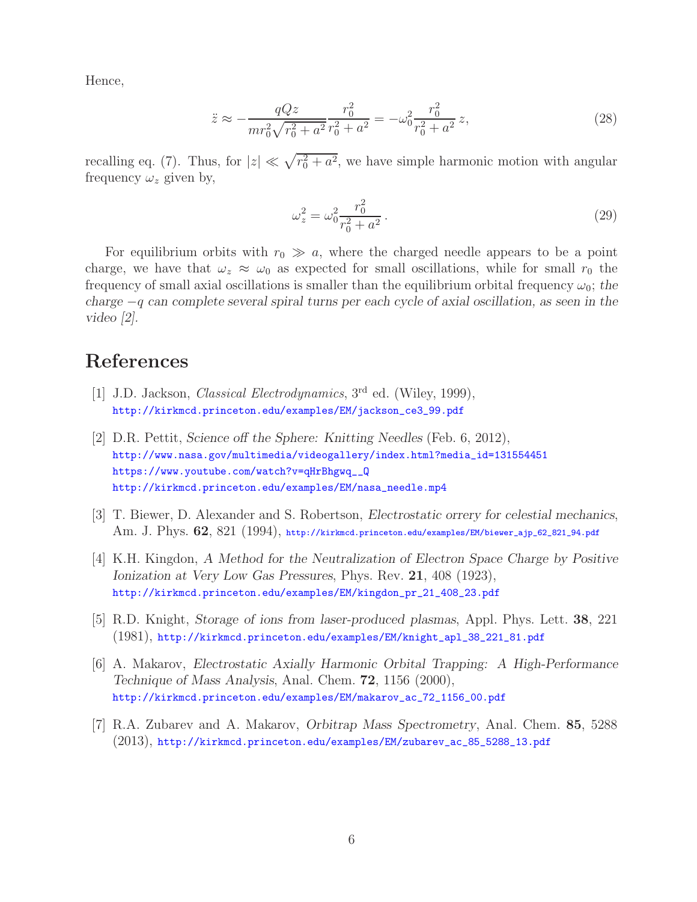Hence,

$$\ddot{z} \approx -\frac{qQz}{mr_0^2\sqrt{r_0^2 + a^2}} \frac{r_0^2}{r_0^2 + a^2} = -\omega_0^2 \frac{r_0^2}{r_0^2 + a^2}\, z, \tag{28}$$

recalling eq. (7). Thus, for $|z| \ll \sqrt{r_0^2 + a^2}$, we have simple harmonic motion with angular frequency $\omega_z$ given by,

$$\omega_z^2 = \omega_0^2 \frac{r_0^2}{r_0^2 + a^2}\,. \tag{29}$$

For equilibrium orbits with $r_0 \gg a$, where the charged needle appears to be a point charge, we have that $\omega_z \approx \omega_0$ as expected for small oscillations, while for small $r_0$ the frequency of small axial oscillations is smaller than the equilibrium orbital frequency $\omega_0$; *the charge $-q$ can complete several spiral turns per each cycle of axial oscillation, as seen in the video [2].*

## References

[1] J.D. Jackson, *Classical Electrodynamics*, 3rd ed. (Wiley, 1999), http://kirkmcd.princeton.edu/examples/EM/jackson_ce3_99.pdf

[2] D.R. Pettit, *Science off the Sphere: Knitting Needles* (Feb. 6, 2012), http://www.nasa.gov/multimedia/videogallery/index.html?media_id=131554451 https://www.youtube.com/watch?v=qHrBhgwq__Q http://kirkmcd.princeton.edu/examples/EM/nasa_needle.mp4

[3] T. Biewer, D. Alexander and S. Robertson, *Electrostatic orrery for celestial mechanics*, Am. J. Phys. **62**, 821 (1994), http://kirkmcd.princeton.edu/examples/EM/biewer_ajp_62_821_94.pdf

[4] K.H. Kingdon, *A Method for the Neutralization of Electron Space Charge by Positive Ionization at Very Low Gas Pressures*, Phys. Rev. **21**, 408 (1923), http://kirkmcd.princeton.edu/examples/EM/kingdon_pr_21_408_23.pdf

[5] R.D. Knight, *Storage of ions from laser-produced plasmas*, Appl. Phys. Lett. **38**, 221 (1981), http://kirkmcd.princeton.edu/examples/EM/knight_apl_38_221_81.pdf

[6] A. Makarov, *Electrostatic Axially Harmonic Orbital Trapping: A High-Performance Technique of Mass Analysis*, Anal. Chem. **72**, 1156 (2000), http://kirkmcd.princeton.edu/examples/EM/makarov_ac_72_1156_00.pdf

[7] R.A. Zubarev and A. Makarov, *Orbitrap Mass Spectrometry*, Anal. Chem. **85**, 5288 (2013), http://kirkmcd.princeton.edu/examples/EM/zubarev_ac_85_5288_13.pdf